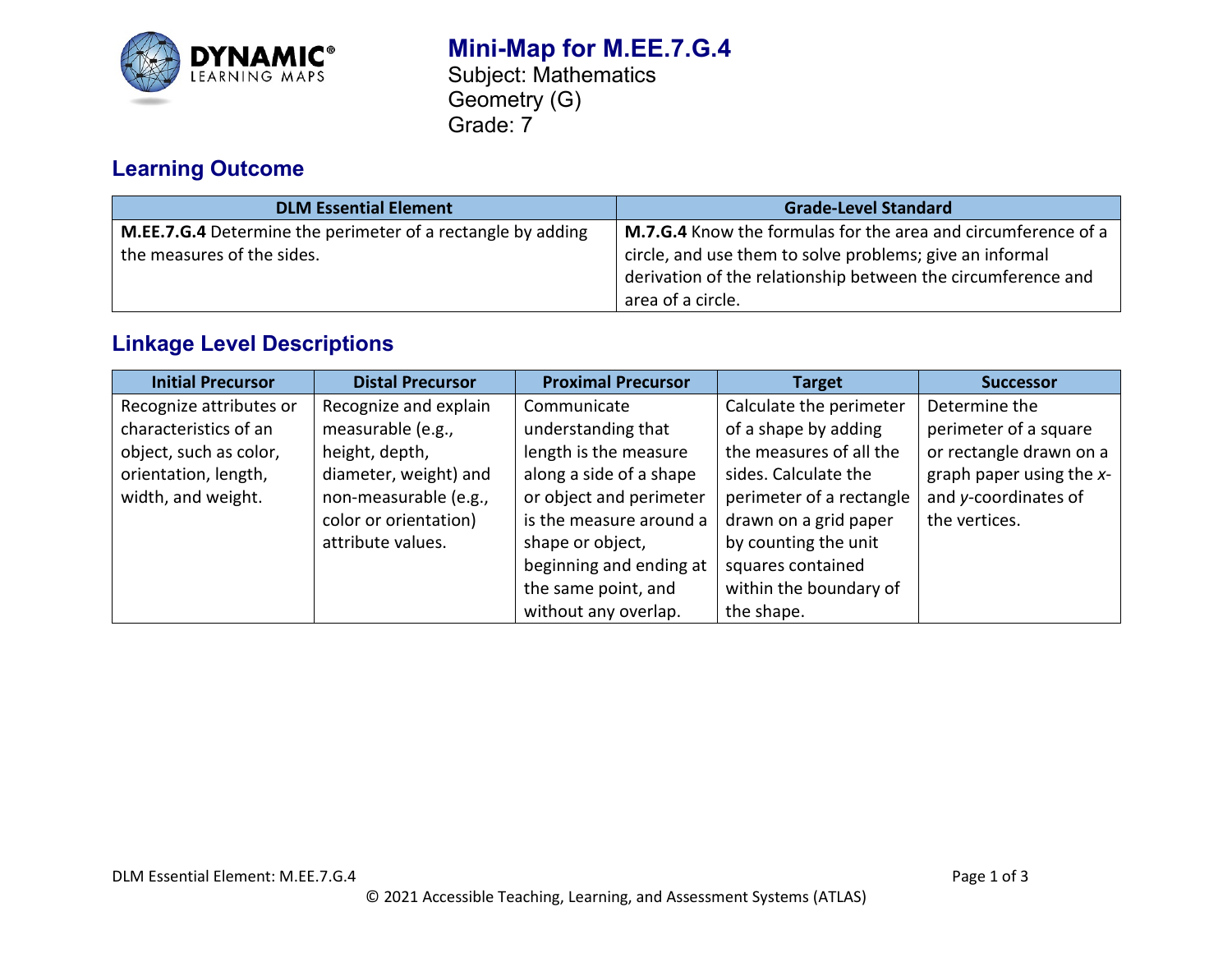# Mini-Map for M.EE.7.G.4

Subject: Mathematics
Geometry (G)
Grade: 7

## Learning Outcome

| DLM Essential Element | Grade-Level Standard |
|---|---|
| **M.EE.7.G.4** Determine the perimeter of a rectangle by adding the measures of the sides. | **M.7.G.4** Know the formulas for the area and circumference of a circle, and use them to solve problems; give an informal derivation of the relationship between the circumference and area of a circle. |

## Linkage Level Descriptions

| Initial Precursor | Distal Precursor | Proximal Precursor | Target | Successor |
|---|---|---|---|---|
| Recognize attributes or characteristics of an object, such as color, orientation, length, width, and weight. | Recognize and explain measurable (e.g., height, depth, diameter, weight) and non-measurable (e.g., color or orientation) attribute values. | Communicate understanding that length is the measure along a side of a shape or object and perimeter is the measure around a shape or object, beginning and ending at the same point, and without any overlap. | Calculate the perimeter of a shape by adding the measures of all the sides. Calculate the perimeter of a rectangle drawn on a grid paper by counting the unit squares contained within the boundary of the shape. | Determine the perimeter of a square or rectangle drawn on a graph paper using the *x*- and *y*-coordinates of the vertices. |

DLM Essential Element: M.EE.7.G.4

© 2021 Accessible Teaching, Learning, and Assessment Systems (ATLAS)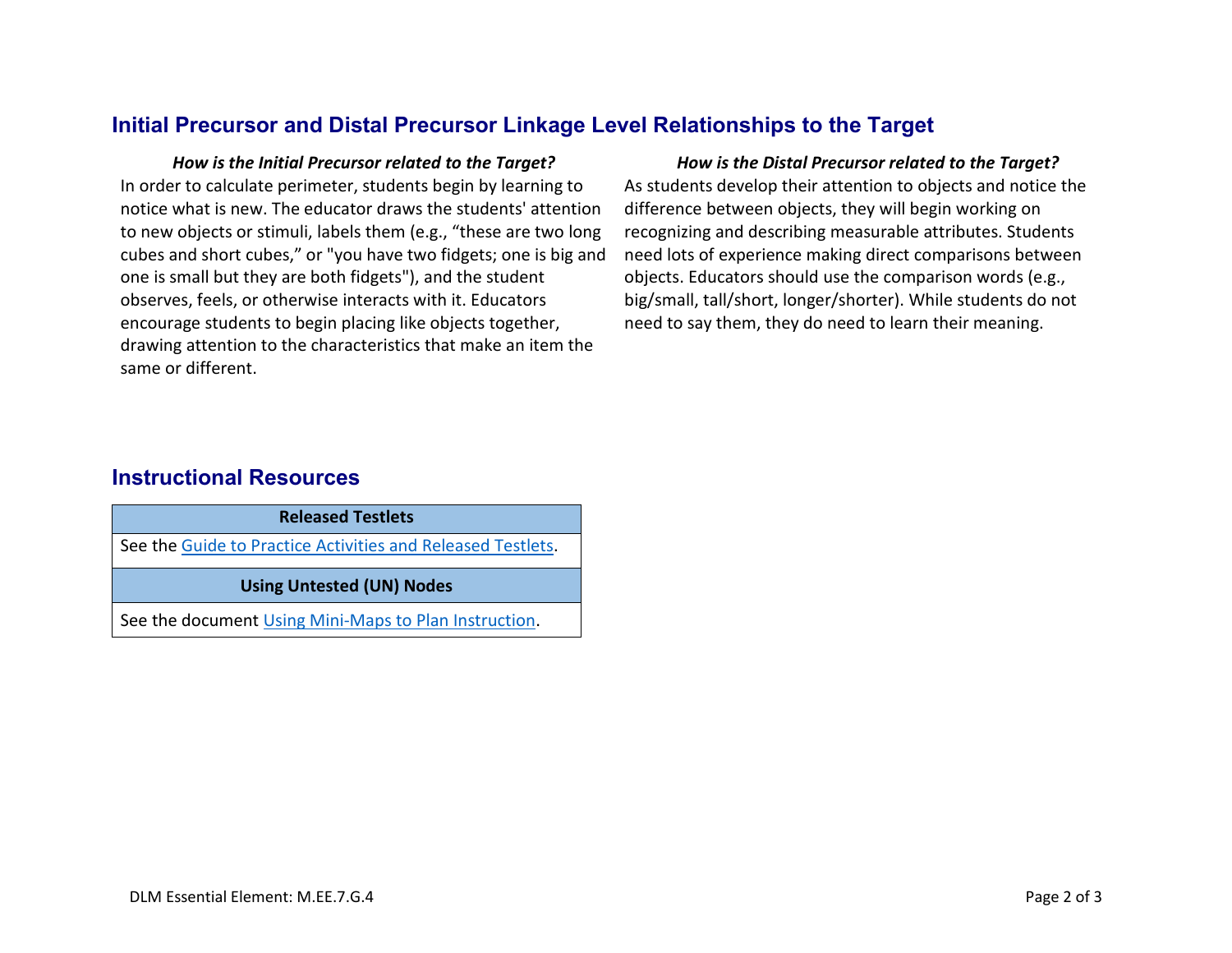## Initial Precursor and Distal Precursor Linkage Level Relationships to the Target

***How is the Initial Precursor related to the Target?***

In order to calculate perimeter, students begin by learning to notice what is new. The educator draws the students' attention to new objects or stimuli, labels them (e.g., “these are two long cubes and short cubes,” or "you have two fidgets; one is big and one is small but they are both fidgets"), and the student observes, feels, or otherwise interacts with it. Educators encourage students to begin placing like objects together, drawing attention to the characteristics that make an item the same or different.

***How is the Distal Precursor related to the Target?***

As students develop their attention to objects and notice the difference between objects, they will begin working on recognizing and describing measurable attributes. Students need lots of experience making direct comparisons between objects. Educators should use the comparison words (e.g., big/small, tall/short, longer/shorter). While students do not need to say them, they do need to learn their meaning.

## Instructional Resources

| Released Testlets |
| --- |
| See the Guide to Practice Activities and Released Testlets. |
| **Using Untested (UN) Nodes** |
| See the document Using Mini-Maps to Plan Instruction. |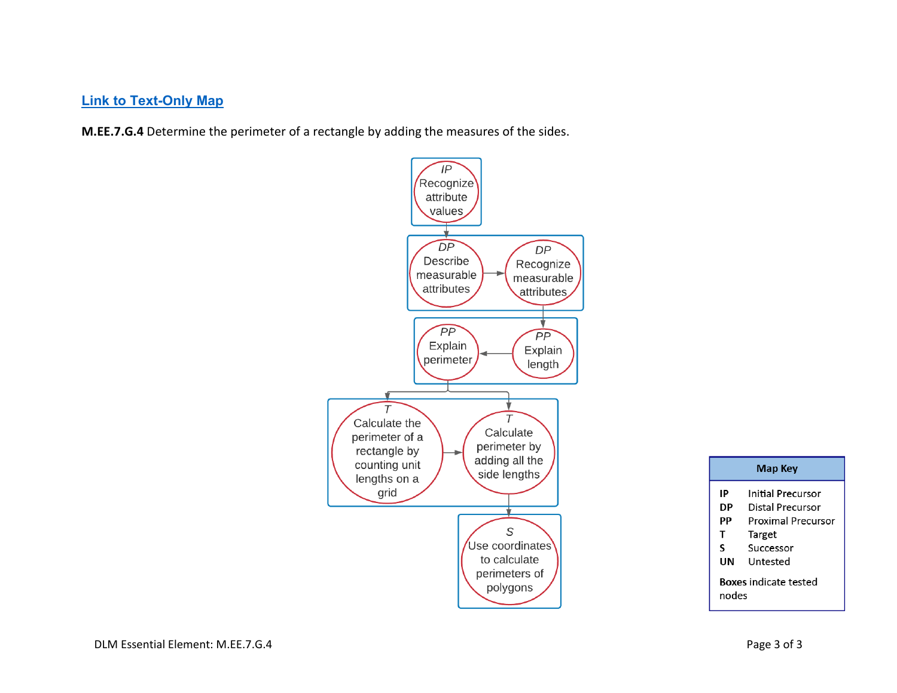[Link to Text-Only Map]

**M.EE.7.G.4** Determine the perimeter of a rectangle by adding the measures of the sides.

*IP*
Recognize attribute values

*DP*
Describe measurable attributes

*DP*
Recognize measurable attributes

*PP*
Explain perimeter

*PP*
Explain length

*T*
Calculate the perimeter of a rectangle by counting unit lengths on a grid

*T*
Calculate perimeter by adding all the side lengths

*S*
Use coordinates to calculate perimeters of polygons

**Map Key**

**IP** Initial Precursor
**DP** Distal Precursor
**PP** Proximal Precursor
**T** Target
**S** Successor
**UN** Untested

**Boxes** indicate tested nodes

DLM Essential Element: M.EE.7.G.4